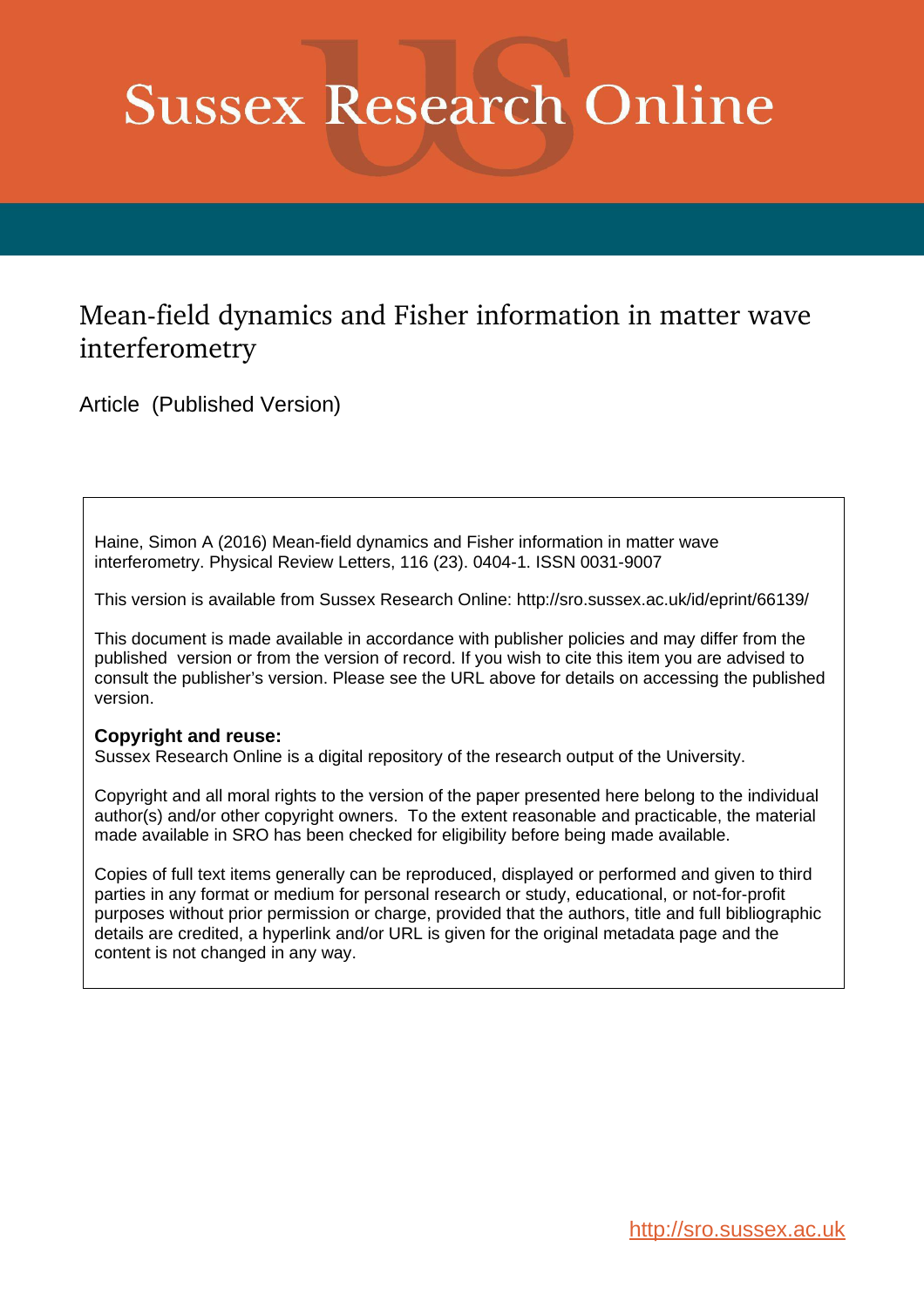# Sussex Research Online

## Mean-field dynamics and Fisher information in matter wave interferometry

Article (Published Version)

Haine, Simon A (2016) Mean-field dynamics and Fisher information in matter wave interferometry. Physical Review Letters, 116 (23). 0404-1. ISSN 0031-9007

This version is available from Sussex Research Online: http://sro.sussex.ac.uk/id/eprint/66139/

This document is made available in accordance with publisher policies and may differ from the published version or from the version of record. If you wish to cite this item you are advised to consult the publisher's version. Please see the URL above for details on accessing the published version.

**Copyright and reuse:**
Sussex Research Online is a digital repository of the research output of the University.

Copyright and all moral rights to the version of the paper presented here belong to the individual author(s) and/or other copyright owners. To the extent reasonable and practicable, the material made available in SRO has been checked for eligibility before being made available.

Copies of full text items generally can be reproduced, displayed or performed and given to third parties in any format or medium for personal research or study, educational, or not-for-profit purposes without prior permission or charge, provided that the authors, title and full bibliographic details are credited, a hyperlink and/or URL is given for the original metadata page and the content is not changed in any way.

http://sro.sussex.ac.uk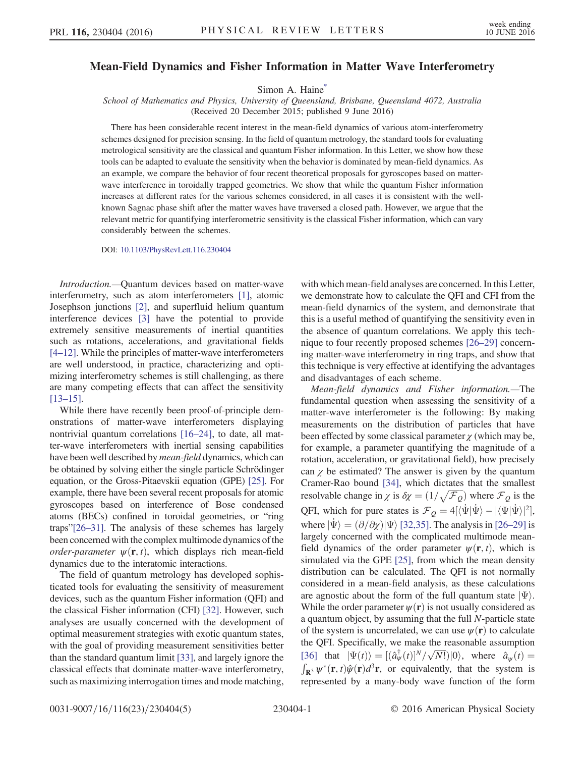# Mean-Field Dynamics and Fisher Information in Matter Wave Interferometry

Simon A. Haine[*]

*School of Mathematics and Physics, University of Queensland, Brisbane, Queensland 4072, Australia*
(Received 20 December 2015; published 9 June 2016)

There has been considerable recent interest in the mean-field dynamics of various atom-interferometry schemes designed for precision sensing. In the field of quantum metrology, the standard tools for evaluating metrological sensitivity are the classical and quantum Fisher information. In this Letter, we show how these tools can be adapted to evaluate the sensitivity when the behavior is dominated by mean-field dynamics. As an example, we compare the behavior of four recent theoretical proposals for gyroscopes based on matter-wave interference in toroidally trapped geometries. We show that while the quantum Fisher information increases at different rates for the various schemes considered, in all cases it is consistent with the well-known Sagnac phase shift after the matter waves have traversed a closed path. However, we argue that the relevant metric for quantifying interferometric sensitivity is the classical Fisher information, which can vary considerably between the schemes.

DOI: 10.1103/PhysRevLett.116.230404

*Introduction.*—Quantum devices based on matter-wave interferometry, such as atom interferometers [1], atomic Josephson junctions [2], and superfluid helium quantum interference devices [3] have the potential to provide extremely sensitive measurements of inertial quantities such as rotations, accelerations, and gravitational fields [4–12]. While the principles of matter-wave interferometers are well understood, in practice, characterizing and optimizing interferometry schemes is still challenging, as there are many competing effects that can affect the sensitivity [13–15].

While there have recently been proof-of-principle demonstrations of matter-wave interferometers displaying nontrivial quantum correlations [16–24], to date, all matter-wave interferometers with inertial sensing capabilities have been well described by *mean-field* dynamics, which can be obtained by solving either the single particle Schrödinger equation, or the Gross-Pitaevskii equation (GPE) [25]. For example, there have been several recent proposals for atomic gyroscopes based on interference of Bose condensed atoms (BECs) confined in toroidal geometries, or "ring traps"[26–31]. The analysis of these schemes has largely been concerned with the complex multimode dynamics of the *order-parameter* $\psi(\mathbf{r}, t)$, which displays rich mean-field dynamics due to the interatomic interactions.

The field of quantum metrology has developed sophisticated tools for evaluating the sensitivity of measurement devices, such as the quantum Fisher information (QFI) and the classical Fisher information (CFI) [32]. However, such analyses are usually concerned with the development of optimal measurement strategies with exotic quantum states, with the goal of providing measurement sensitivities better than the standard quantum limit [33], and largely ignore the classical effects that dominate matter-wave interferometry, such as maximizing interrogation times and mode matching, with which mean-field analyses are concerned. In this Letter, we demonstrate how to calculate the QFI and CFI from the mean-field dynamics of the system, and demonstrate that this is a useful method of quantifying the sensitivity even in the absence of quantum correlations. We apply this technique to four recently proposed schemes [26–29] concerning matter-wave interferometry in ring traps, and show that this technique is very effective at identifying the advantages and disadvantages of each scheme.

*Mean-field dynamics and Fisher information.*—The fundamental question when assessing the sensitivity of a matter-wave interferometer is the following: By making measurements on the distribution of particles that have been effected by some classical parameter $\chi$ (which may be, for example, a parameter quantifying the magnitude of a rotation, acceleration, or gravitational field), how precisely can $\chi$ be estimated? The answer is given by the quantum Cramer-Rao bound [34], which dictates that the smallest resolvable change in $\chi$ is $\delta\chi = (1/\sqrt{\mathcal{F}_Q})$ where $\mathcal{F}_Q$ is the QFI, which for pure states is $\mathcal{F}_Q = 4[\langle\dot{\Psi}|\dot{\Psi}\rangle - |\langle\Psi|\dot{\Psi}\rangle|^2]$, where $|\dot{\Psi}\rangle = (\partial/\partial\chi)|\Psi\rangle$ [32,35]. The analysis in [26–29] is largely concerned with the complicated multimode mean-field dynamics of the order parameter $\psi(\mathbf{r}, t)$, which is simulated via the GPE [25], from which the mean density distribution can be calculated. The QFI is not normally considered in a mean-field analysis, as these calculations are agnostic about the form of the full quantum state $|\Psi\rangle$. While the order parameter $\psi(\mathbf{r})$ is not usually considered as a quantum object, by assuming that the full $N$-particle state of the system is uncorrelated, we can use $\psi(\mathbf{r})$ to calculate the QFI. Specifically, we make the reasonable assumption [36] that $|\Psi(t)\rangle = [(\hat{a}^\dagger_\psi(t))^N/\sqrt{N!}]|0\rangle$, where $\hat{a}_\psi(t) = \int_{\mathbb{R}^3} \psi^*(\mathbf{r}, t)\hat{\psi}(\mathbf{r})d^3\mathbf{r}$, or equivalently, that the system is represented by a many-body wave function of the form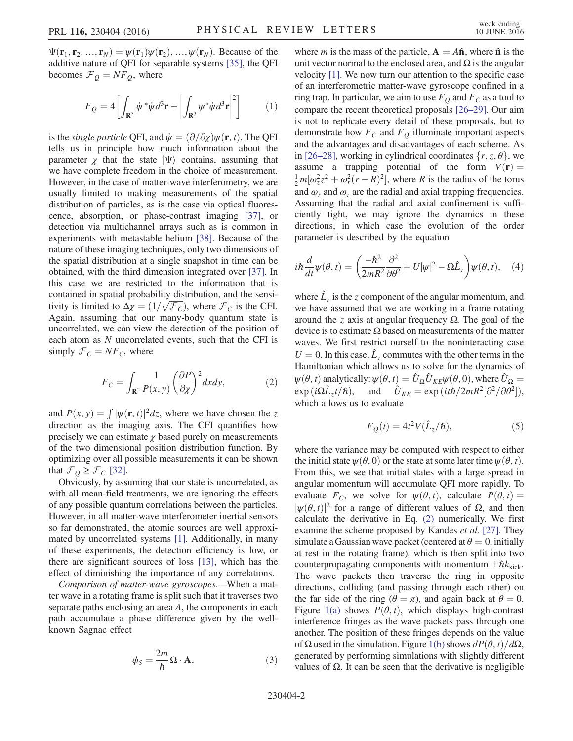$\Psi(\mathbf{r}_1, \mathbf{r}_2, ..., \mathbf{r}_N) = \psi(\mathbf{r}_1)\psi(\mathbf{r}_2), ..., \psi(\mathbf{r}_N)$. Because of the additive nature of QFI for separable systems [35], the QFI becomes $\mathcal{F}_Q = NF_Q$, where

$$F_Q = 4\left[\int_{\mathbf{R}^3} \dot{\psi}^* \dot{\psi} d^3\mathbf{r} - \left|\int_{\mathbf{R}^3} \psi^* \dot{\psi} d^3\mathbf{r}\right|^2\right] \qquad (1)$$

is the *single particle* QFI, and $\dot{\psi} = (\partial/\partial\chi)\psi(\mathbf{r}, t)$. The QFI tells us in principle how much information about the parameter $\chi$ that the state $|\Psi\rangle$ contains, assuming that we have complete freedom in the choice of measurement. However, in the case of matter-wave interferometry, we are usually limited to making measurements of the spatial distribution of particles, as is the case via optical fluorescence, absorption, or phase-contrast imaging [37], or detection via multichannel arrays such as is common in experiments with metastable helium [38]. Because of the nature of these imaging techniques, only two dimensions of the spatial distribution at a single snapshot in time can be obtained, with the third dimension integrated over [37]. In this case we are restricted to the information that is contained in spatial probability distribution, and the sensitivity is limited to $\Delta\chi = (1/\sqrt{\mathcal{F}_C})$, where $\mathcal{F}_C$ is the CFI. Again, assuming that our many-body quantum state is uncorrelated, we can view the detection of the position of each atom as $N$ uncorrelated events, such that the CFI is simply $\mathcal{F}_C = NF_C$, where

$$F_C = \int_{\mathbf{R}^2} \frac{1}{P(x,y)}\left(\frac{\partial P}{\partial \chi}\right)^2 dxdy, \qquad (2)$$

and $P(x, y) = \int |\psi(\mathbf{r}, t)|^2 dz$, where we have chosen the $z$ direction as the imaging axis. The CFI quantifies how precisely we can estimate $\chi$ based purely on measurements of the two dimensional position distribution function. By optimizing over all possible measurements it can be shown that $\mathcal{F}_Q \geq \mathcal{F}_C$ [32].

Obviously, by assuming that our state is uncorrelated, as with all mean-field treatments, we are ignoring the effects of any possible quantum correlations between the particles. However, in all matter-wave interferometer inertial sensors so far demonstrated, the atomic sources are well approximated by uncorrelated systems [1]. Additionally, in many of these experiments, the detection efficiency is low, or there are significant sources of loss [13], which has the effect of diminishing the importance of any correlations.

*Comparison of matter-wave gyroscopes.*—When a matter wave in a rotating frame is split such that it traverses two separate paths enclosing an area $A$, the components in each path accumulate a phase difference given by the well-known Sagnac effect

$$\phi_S = \frac{2m}{\hbar}\mathbf{\Omega}\cdot\mathbf{A}, \qquad (3)$$

where $m$ is the mass of the particle, $\mathbf{A} = A\hat{\mathbf{n}}$, where $\hat{\mathbf{n}}$ is the unit vector normal to the enclosed area, and $\Omega$ is the angular velocity [1]. We now turn our attention to the specific case of an interferometric matter-wave gyroscope confined in a ring trap. In particular, we aim to use $F_Q$ and $F_C$ as a tool to compare the recent theoretical proposals [26–29]. Our aim is not to replicate every detail of these proposals, but to demonstrate how $F_C$ and $F_Q$ illuminate important aspects and the advantages and disadvantages of each scheme. As in [26–28], working in cylindrical coordinates $\{r, z, \theta\}$, we assume a trapping potential of the form $V(\mathbf{r}) = \frac{1}{2}m[\omega_z^2 z^2 + \omega_r^2(r-R)^2]$, where $R$ is the radius of the torus and $\omega_r$ and $\omega_z$ are the radial and axial trapping frequencies. Assuming that the radial and axial confinement is sufficiently tight, we may ignore the dynamics in these directions, in which case the evolution of the order parameter is described by the equation

$$i\hbar\frac{d}{dt}\psi(\theta,t) = \left(\frac{-\hbar^2}{2mR^2}\frac{\partial^2}{\partial\theta^2} + U|\psi|^2 - \Omega\hat{L}_z\right)\psi(\theta,t), \quad (4)$$

where $\hat{L}_z$ is the $z$ component of the angular momentum, and we have assumed that we are working in a frame rotating around the $z$ axis at angular frequency $\Omega$. The goal of the device is to estimate $\Omega$ based on measurements of the matter waves. We first restrict ourself to the noninteracting case $U = 0$. In this case, $\hat{L}_z$ commutes with the other terms in the Hamiltonian which allows us to solve for the dynamics of $\psi(\theta, t)$ analytically: $\psi(\theta, t) = \hat{U}_\Omega \hat{U}_{KE}\psi(\theta, 0)$, where $\hat{U}_\Omega = \exp(i\Omega\hat{L}_z t/\hbar)$, and $\hat{U}_{KE} = \exp(it\hbar/2mR^2[\partial^2/\partial\theta^2])$, which allows us to evaluate

$$F_Q(t) = 4t^2 V(\hat{L}_z/\hbar), \qquad (5)$$

where the variance may be computed with respect to either the initial state $\psi(\theta, 0)$ or the state at some later time $\psi(\theta, t)$. From this, we see that initial states with a large spread in angular momentum will accumulate QFI more rapidly. To evaluate $F_C$, we solve for $\psi(\theta, t)$, calculate $P(\theta, t) = |\psi(\theta, t)|^2$ for a range of different values of $\Omega$, and then calculate the derivative in Eq. (2) numerically. We first examine the scheme proposed by Kandes *et al.* [27]. They simulate a Gaussian wave packet (centered at $\theta = 0$, initially at rest in the rotating frame), which is then split into two counterpropagating components with momentum $\pm\hbar k_{\text{kick}}$. The wave packets then traverse the ring in opposite directions, colliding (and passing through each other) on the far side of the ring ($\theta = \pi$), and again back at $\theta = 0$. Figure 1(a) shows $P(\theta, t)$, which displays high-contrast interference fringes as the wave packets pass through one another. The position of these fringes depends on the value of $\Omega$ used in the simulation. Figure 1(b) shows $dP(\theta, t)/d\Omega$, generated by performing simulations with slightly different values of $\Omega$. It can be seen that the derivative is negligible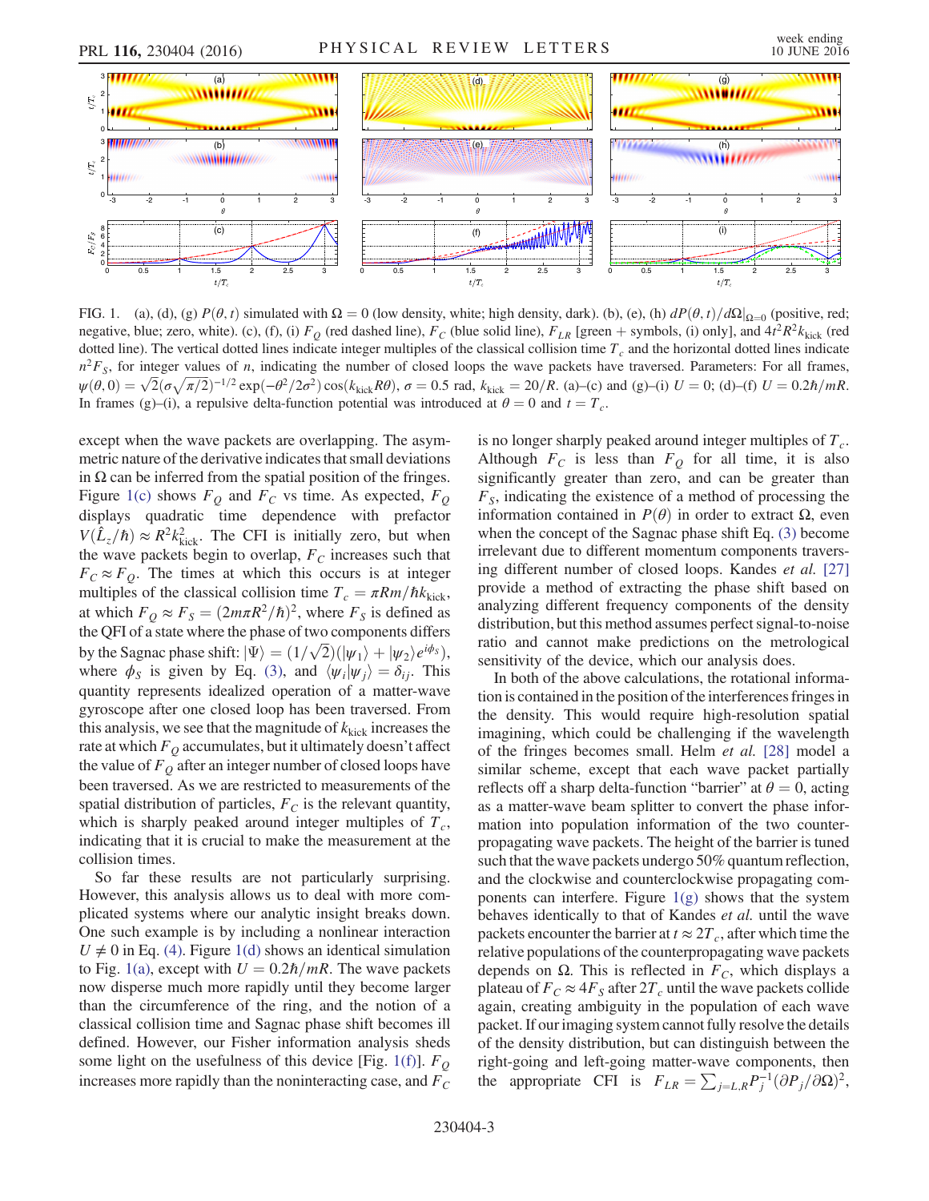FIG. 1. (a), (d), (g) $P(\theta, t)$ simulated with $\Omega = 0$ (low density, white; high density, dark). (b), (e), (h) $dP(\theta, t)/d\Omega|_{\Omega=0}$ (positive, red; negative, blue; zero, white). (c), (f), (i) $F_Q$ (red dashed line), $F_C$ (blue solid line), $F_{LR}$ [green + symbols, (i) only], and $4t^2R^2k_{\text{kick}}$ (red dotted line). The vertical dotted lines indicate integer multiples of the classical collision time $T_c$ and the horizontal dotted lines indicate $n^2F_S$, for integer values of $n$, indicating the number of closed loops the wave packets have traversed. Parameters: For all frames, $\psi(\theta, 0) = \sqrt{2}(\sigma\sqrt{\pi/2})^{-1/2}\exp(-\theta^2/2\sigma^2)\cos(k_{\text{kick}}R\theta)$, $\sigma = 0.5$ rad, $k_{\text{kick}} = 20/R$. (a)–(c) and (g)–(i) $U = 0$; (d)–(f) $U = 0.2\hbar/mR$. In frames (g)–(i), a repulsive delta-function potential was introduced at $\theta = 0$ and $t = T_c$.

except when the wave packets are overlapping. The asymmetric nature of the derivative indicates that small deviations in $\Omega$ can be inferred from the spatial position of the fringes. Figure 1(c) shows $F_Q$ and $F_C$ vs time. As expected, $F_Q$ displays quadratic time dependence with prefactor $V(\hat{L}_z/\hbar) \approx R^2k_{\text{kick}}^2$. The CFI is initially zero, but when the wave packets begin to overlap, $F_C$ increases such that $F_C \approx F_Q$. The times at which this occurs is at integer multiples of the classical collision time $T_c = \pi Rm/\hbar k_{\text{kick}}$, at which $F_Q \approx F_S = (2m\pi R^2/\hbar)^2$, where $F_S$ is defined as the QFI of a state where the phase of two components differs by the Sagnac phase shift: $|\Psi\rangle = (1/\sqrt{2})(|\psi_1\rangle + |\psi_2\rangle e^{i\phi_S})$, where $\phi_S$ is given by Eq. (3), and $\langle\psi_i|\psi_j\rangle = \delta_{ij}$. This quantity represents idealized operation of a matter-wave gyroscope after one closed loop has been traversed. From this analysis, we see that the magnitude of $k_{\text{kick}}$ increases the rate at which $F_Q$ accumulates, but it ultimately doesn't affect the value of $F_Q$ after an integer number of closed loops have been traversed. As we are restricted to measurements of the spatial distribution of particles, $F_C$ is the relevant quantity, which is sharply peaked around integer multiples of $T_c$, indicating that it is crucial to make the measurement at the collision times.

So far these results are not particularly surprising. However, this analysis allows us to deal with more complicated systems where our analytic insight breaks down. One such example is by including a nonlinear interaction $U \neq 0$ in Eq. (4). Figure 1(d) shows an identical simulation to Fig. 1(a), except with $U = 0.2\hbar/mR$. The wave packets now disperse much more rapidly until they become larger than the circumference of the ring, and the notion of a classical collision time and Sagnac phase shift becomes ill defined. However, our Fisher information analysis sheds some light on the usefulness of this device [Fig. 1(f)]. $F_Q$ increases more rapidly than the noninteracting case, and $F_C$ is no longer sharply peaked around integer multiples of $T_c$. Although $F_C$ is less than $F_Q$ for all time, it is also significantly greater than zero, and can be greater than $F_S$, indicating the existence of a method of processing the information contained in $P(\theta)$ in order to extract $\Omega$, even when the concept of the Sagnac phase shift Eq. (3) become irrelevant due to different momentum components traversing different number of closed loops. Kandes *et al.* [27] provide a method of extracting the phase shift based on analyzing different frequency components of the density distribution, but this method assumes perfect signal-to-noise ratio and cannot make predictions on the metrological sensitivity of the device, which our analysis does.

In both of the above calculations, the rotational information is contained in the position of the interferences fringes in the density. This would require high-resolution spatial imaging, which could be challenging if the wavelength of the fringes becomes small. Helm *et al.* [28] model a similar scheme, except that each wave packet partially reflects off a sharp delta-function "barrier" at $\theta = 0$, acting as a matter-wave beam splitter to convert the phase information into population information of the two counterpropagating wave packets. The height of the barrier is tuned such that the wave packets undergo 50% quantum reflection, and the clockwise and counterclockwise propagating components can interfere. Figure 1(g) shows that the system behaves identically to that of Kandes *et al.* until the wave packets encounter the barrier at $t \approx 2T_c$, after which time the relative populations of the counterpropagating wave packets depends on $\Omega$. This is reflected in $F_C$, which displays a plateau of $F_C \approx 4F_S$ after $2T_c$ until the wave packets collide again, creating ambiguity in the population of each wave packet. If our imaging system cannot fully resolve the details of the density distribution, but can distinguish between the right-going and left-going matter-wave components, then the appropriate CFI is $F_{LR} = \sum_{j=L,R} P_j^{-1}(\partial P_j/\partial\Omega)^2$,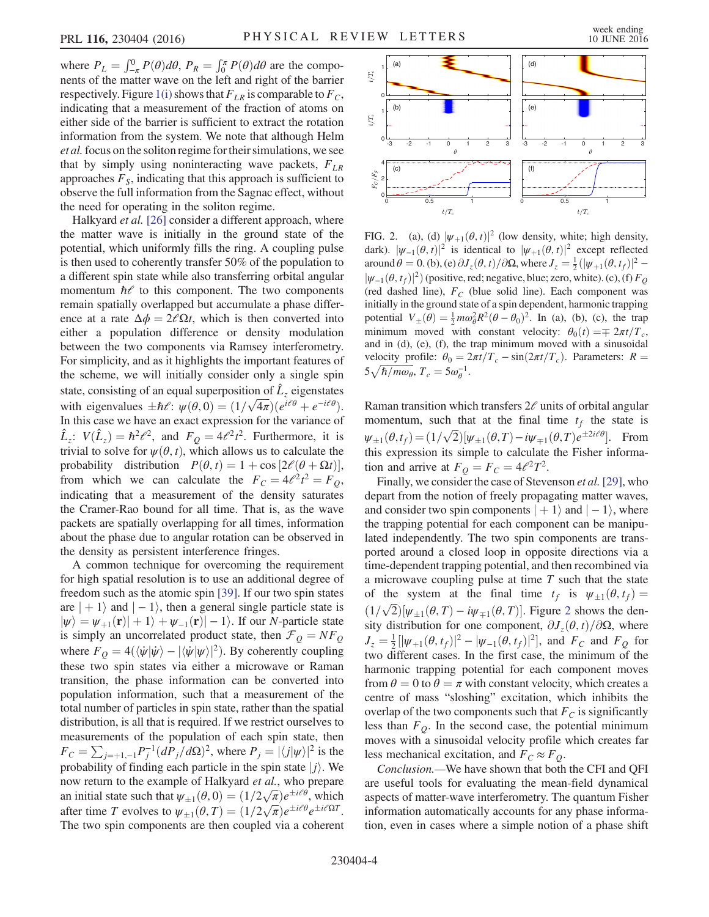where $P_L = \int_{-\pi}^{0} P(\theta)d\theta$, $P_R = \int_0^{\pi} P(\theta)d\theta$ are the components of the matter wave on the left and right of the barrier respectively. Figure 1(i) shows that $F_{LR}$ is comparable to $F_C$, indicating that a measurement of the fraction of atoms on either side of the barrier is sufficient to extract the rotation information from the system. We note that although Helm *et al.* focus on the soliton regime for their simulations, we see that by simply using noninteracting wave packets, $F_{LR}$ approaches $F_S$, indicating that this approach is sufficient to observe the full information from the Sagnac effect, without the need for operating in the soliton regime.

Halkyard *et al.* [26] consider a different approach, where the matter wave is initially in the ground state of the potential, which uniformly fills the ring. A coupling pulse is then used to coherently transfer 50% of the population to a different spin state while also transferring orbital angular momentum $\hbar\ell$ to this component. The two components remain spatially overlapped but accumulate a phase difference at a rate $\Delta\phi = 2\ell\Omega t$, which is then converted into either a population difference or density modulation between the two components via Ramsey interferometry. For simplicity, and as it highlights the important features of the scheme, we will initially consider only a single spin state, consisting of an equal superposition of $\hat{L}_z$ eigenstates with eigenvalues $\pm\hbar\ell$: $\psi(\theta,0) = (1/\sqrt{4\pi})(e^{i\ell\theta} + e^{-i\ell\theta})$. In this case we have an exact expression for the variance of $\hat{L}_z$: $V(\hat{L}_z) = \hbar^2\ell^2$, and $F_Q = 4\ell^2 t^2$. Furthermore, it is trivial to solve for $\psi(\theta,t)$, which allows us to calculate the probability distribution $P(\theta,t) = 1 + \cos[2\ell(\theta + \Omega t)]$, from which we can calculate the $F_C = 4\ell^2 t^2 = F_Q$, indicating that a measurement of the density saturates the Cramer-Rao bound for all time. That is, as the wave packets are spatially overlapping for all times, information about the phase due to angular rotation can be observed in the density as persistent interference fringes.

A common technique for overcoming the requirement for high spatial resolution is to use an additional degree of freedom such as the atomic spin [39]. If our two spin states are $|+1\rangle$ and $|-1\rangle$, then a general single particle state is $|\psi\rangle = \psi_{+1}(\mathbf{r})|+1\rangle + \psi_{-1}(\mathbf{r})|-1\rangle$. If our $N$-particle state is simply an uncorrelated product state, then $\mathcal{F}_Q = NF_Q$ where $F_Q = 4(\langle\dot{\psi}|\dot{\psi}\rangle - |\langle\dot{\psi}|\psi\rangle|^2)$. By coherently coupling these two spin states via either a microwave or Raman transition, the phase information can be converted into population information, such that a measurement of the total number of particles in spin state, rather than the spatial distribution, is all that is required. If we restrict ourselves to measurements of the population of each spin state, then $F_C = \sum_{j=+1,-1} P_j^{-1}(dP_j/d\Omega)^2$, where $P_j = |\langle j|\psi\rangle|^2$ is the probability of finding each particle in the spin state $|j\rangle$. We now return to the example of Halkyard *et al.*, who prepare an initial state such that $\psi_{\pm 1}(\theta,0) = (1/2\sqrt{\pi})e^{\pm i\ell\theta}$, which after time $T$ evolves to $\psi_{\pm 1}(\theta,T) = (1/2\sqrt{\pi})e^{\pm i\ell\theta}e^{\pm i\ell\Omega T}$. The two spin components are then coupled via a coherent Raman transition which transfers $2\ell$ units of orbital angular momentum, such that at the final time $t_f$ the state is $\psi_{\pm 1}(\theta,t_f) = (1/\sqrt{2})[\psi_{\pm 1}(\theta,T) - i\psi_{\mp 1}(\theta,T)e^{\pm 2i\ell\theta}]$. From this expression its simple to calculate the Fisher information and arrive at $F_Q = F_C = 4\ell^2 T^2$.

Finally, we consider the case of Stevenson *et al.* [29], who depart from the notion of freely propagating matter waves, and consider two spin components $|+1\rangle$ and $|-1\rangle$, where the trapping potential for each component can be manipulated independently. The two spin components are transported around a closed loop in opposite directions via a time-dependent trapping potential, and then recombined via a microwave coupling pulse at time $T$ such that the state of the system at the final time $t_f$ is $\psi_{\pm 1}(\theta,t_f) = (1/\sqrt{2})[\psi_{\pm 1}(\theta,T) - i\psi_{\mp 1}(\theta,T)]$. Figure 2 shows the density distribution for one component, $\partial J_z(\theta,t)/\partial\Omega$, where $J_z = \frac{1}{2}[|\psi_{+1}(\theta,t_f)|^2 - |\psi_{-1}(\theta,t_f)|^2]$, and $F_C$ and $F_Q$ for two different cases. In the first case, the minimum of the harmonic trapping potential for each component moves from $\theta = 0$ to $\theta = \pi$ with constant velocity, which creates a centre of mass "sloshing" excitation, which inhibits the overlap of the two components such that $F_C$ is significantly less than $F_Q$. In the second case, the potential minimum moves with a sinusoidal velocity profile which creates far less mechanical excitation, and $F_C \approx F_Q$.

FIG. 2. (a), (d) $|\psi_{+1}(\theta,t)|^2$ (low density, white; high density, dark). $|\psi_{-1}(\theta,t)|^2$ is identical to $|\psi_{+1}(\theta,t)|^2$ except reflected around $\theta = 0$. (b), (e) $\partial J_z(\theta,t)/\partial\Omega$, where $J_z = \frac{1}{2}(|\psi_{+1}(\theta,t_f)|^2 - |\psi_{-1}(\theta,t_f)|^2)$ (positive, red; negative, blue; zero, white). (c), (f) $F_Q$ (red dashed line), $F_C$ (blue solid line). Each component was initially in the ground state of a spin dependent, harmonic trapping potential $V_{\pm}(\theta) = \frac{1}{2}m\omega_\theta^2 R^2(\theta - \theta_0)^2$. In (a), (b), (c), the trap minimum moved with constant velocity: $\theta_0(t) = \mp 2\pi t/T_c$, and in (d), (e), (f), the trap minimum moved with a sinusoidal velocity profile: $\theta_0 = 2\pi t/T_c - \sin(2\pi t/T_c)$. Parameters: $R = 5\sqrt{\hbar/m\omega_\theta}$, $T_c = 5\omega_\theta^{-1}$.

*Conclusion.*—We have shown that both the CFI and QFI are useful tools for evaluating the mean-field dynamical aspects of matter-wave interferometry. The quantum Fisher information automatically accounts for any phase information, even in cases where a simple notion of a phase shift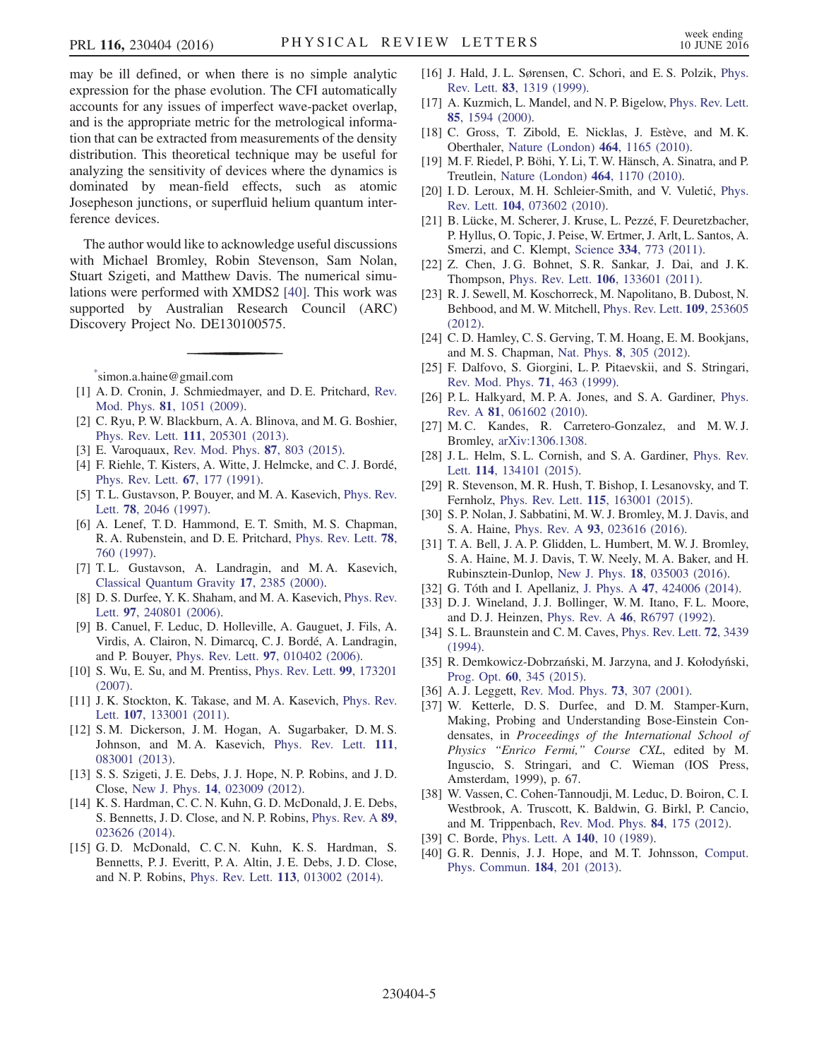may be ill defined, or when there is no simple analytic expression for the phase evolution. The CFI automatically accounts for any issues of imperfect wave-packet overlap, and is the appropriate metric for the metrological information that can be extracted from measurements of the density distribution. This theoretical technique may be useful for analyzing the sensitivity of devices where the dynamics is dominated by mean-field effects, such as atomic Josepheson junctions, or superfluid helium quantum interference devices.

The author would like to acknowledge useful discussions with Michael Bromley, Robin Stevenson, Sam Nolan, Stuart Szigeti, and Matthew Davis. The numerical simulations were performed with XMDS2 [40]. This work was supported by Australian Research Council (ARC) Discovery Project No. DE130100575.

---

[*]simon.a.haine@gmail.com

[1] A. D. Cronin, J. Schmiedmayer, and D. E. Pritchard, Rev. Mod. Phys. **81**, 1051 (2009).

[2] C. Ryu, P. W. Blackburn, A. A. Blinova, and M. G. Boshier, Phys. Rev. Lett. **111**, 205301 (2013).

[3] E. Varoquaux, Rev. Mod. Phys. **87**, 803 (2015).

[4] F. Riehle, T. Kisters, A. Witte, J. Helmcke, and C. J. Bordé, Phys. Rev. Lett. **67**, 177 (1991).

[5] T. L. Gustavson, P. Bouyer, and M. A. Kasevich, Phys. Rev. Lett. **78**, 2046 (1997).

[6] A. Lenef, T. D. Hammond, E. T. Smith, M. S. Chapman, R. A. Rubenstein, and D. E. Pritchard, Phys. Rev. Lett. **78**, 760 (1997).

[7] T. L. Gustavson, A. Landragin, and M. A. Kasevich, Classical Quantum Gravity **17**, 2385 (2000).

[8] D. S. Durfee, Y. K. Shaham, and M. A. Kasevich, Phys. Rev. Lett. **97**, 240801 (2006).

[9] B. Canuel, F. Leduc, D. Holleville, A. Gauguet, J. Fils, A. Virdis, A. Clairon, N. Dimarcq, C. J. Bordé, A. Landragin, and P. Bouyer, Phys. Rev. Lett. **97**, 010402 (2006).

[10] S. Wu, E. Su, and M. Prentiss, Phys. Rev. Lett. **99**, 173201 (2007).

[11] J. K. Stockton, K. Takase, and M. A. Kasevich, Phys. Rev. Lett. **107**, 133001 (2011).

[12] S. M. Dickerson, J. M. Hogan, A. Sugarbaker, D. M. S. Johnson, and M. A. Kasevich, Phys. Rev. Lett. **111**, 083001 (2013).

[13] S. S. Szigeti, J. E. Debs, J. J. Hope, N. P. Robins, and J. D. Close, New J. Phys. **14**, 023009 (2012).

[14] K. S. Hardman, C. C. N. Kuhn, G. D. McDonald, J. E. Debs, S. Bennetts, J. D. Close, and N. P. Robins, Phys. Rev. A **89**, 023626 (2014).

[15] G. D. McDonald, C. C. N. Kuhn, K. S. Hardman, S. Bennetts, P. J. Everitt, P. A. Altin, J. E. Debs, J. D. Close, and N. P. Robins, Phys. Rev. Lett. **113**, 013002 (2014).

[16] J. Hald, J. L. Sørensen, C. Schori, and E. S. Polzik, Phys. Rev. Lett. **83**, 1319 (1999).

[17] A. Kuzmich, L. Mandel, and N. P. Bigelow, Phys. Rev. Lett. **85**, 1594 (2000).

[18] C. Gross, T. Zibold, E. Nicklas, J. Estève, and M. K. Oberthaler, Nature (London) **464**, 1165 (2010).

[19] M. F. Riedel, P. Böhi, Y. Li, T. W. Hänsch, A. Sinatra, and P. Treutlein, Nature (London) **464**, 1170 (2010).

[20] I. D. Leroux, M. H. Schleier-Smith, and V. Vuletić, Phys. Rev. Lett. **104**, 073602 (2010).

[21] B. Lücke, M. Scherer, J. Kruse, L. Pezzé, F. Deuretzbacher, P. Hyllus, O. Topic, J. Peise, W. Ertmer, J. Arlt, L. Santos, A. Smerzi, and C. Klempt, Science **334**, 773 (2011).

[22] Z. Chen, J. G. Bohnet, S. R. Sankar, J. Dai, and J. K. Thompson, Phys. Rev. Lett. **106**, 133601 (2011).

[23] R. J. Sewell, M. Koschorreck, M. Napolitano, B. Dubost, N. Behbood, and M. W. Mitchell, Phys. Rev. Lett. **109**, 253605 (2012).

[24] C. D. Hamley, C. S. Gerving, T. M. Hoang, E. M. Bookjans, and M. S. Chapman, Nat. Phys. **8**, 305 (2012).

[25] F. Dalfovo, S. Giorgini, L. P. Pitaevskii, and S. Stringari, Rev. Mod. Phys. **71**, 463 (1999).

[26] P. L. Halkyard, M. P. A. Jones, and S. A. Gardiner, Phys. Rev. A **81**, 061602 (2010).

[27] M. C. Kandes, R. Carretero-Gonzalez, and M. W. J. Bromley, arXiv:1306.1308.

[28] J. L. Helm, S. L. Cornish, and S. A. Gardiner, Phys. Rev. Lett. **114**, 134101 (2015).

[29] R. Stevenson, M. R. Hush, T. Bishop, I. Lesanovsky, and T. Fernholz, Phys. Rev. Lett. **115**, 163001 (2015).

[30] S. P. Nolan, J. Sabbatini, M. W. J. Bromley, M. J. Davis, and S. A. Haine, Phys. Rev. A **93**, 023616 (2016).

[31] T. A. Bell, J. A. P. Glidden, L. Humbert, M. W. J. Bromley, S. A. Haine, M. J. Davis, T. W. Neely, M. A. Baker, and H. Rubinsztein-Dunlop, New J. Phys. **18**, 035003 (2016).

[32] G. Tóth and I. Apellaniz, J. Phys. A **47**, 424006 (2014).

[33] D. J. Wineland, J. J. Bollinger, W. M. Itano, F. L. Moore, and D. J. Heinzen, Phys. Rev. A **46**, R6797 (1992).

[34] S. L. Braunstein and C. M. Caves, Phys. Rev. Lett. **72**, 3439 (1994).

[35] R. Demkowicz-Dobrzański, M. Jarzyna, and J. Kołodyński, Prog. Opt. **60**, 345 (2015).

[36] A. J. Leggett, Rev. Mod. Phys. **73**, 307 (2001).

[37] W. Ketterle, D. S. Durfee, and D. M. Stamper-Kurn, Making, Probing and Understanding Bose-Einstein Condensates, in *Proceedings of the International School of Physics "Enrico Fermi," Course CXL*, edited by M. Inguscio, S. Stringari, and C. Wieman (IOS Press, Amsterdam, 1999), p. 67.

[38] W. Vassen, C. Cohen-Tannoudji, M. Leduc, D. Boiron, C. I. Westbrook, A. Truscott, K. Baldwin, G. Birkl, P. Cancio, and M. Trippenbach, Rev. Mod. Phys. **84**, 175 (2012).

[39] C. Borde, Phys. Lett. A **140**, 10 (1989).

[40] G. R. Dennis, J. J. Hope, and M. T. Johnsson, Comput. Phys. Commun. **184**, 201 (2013).